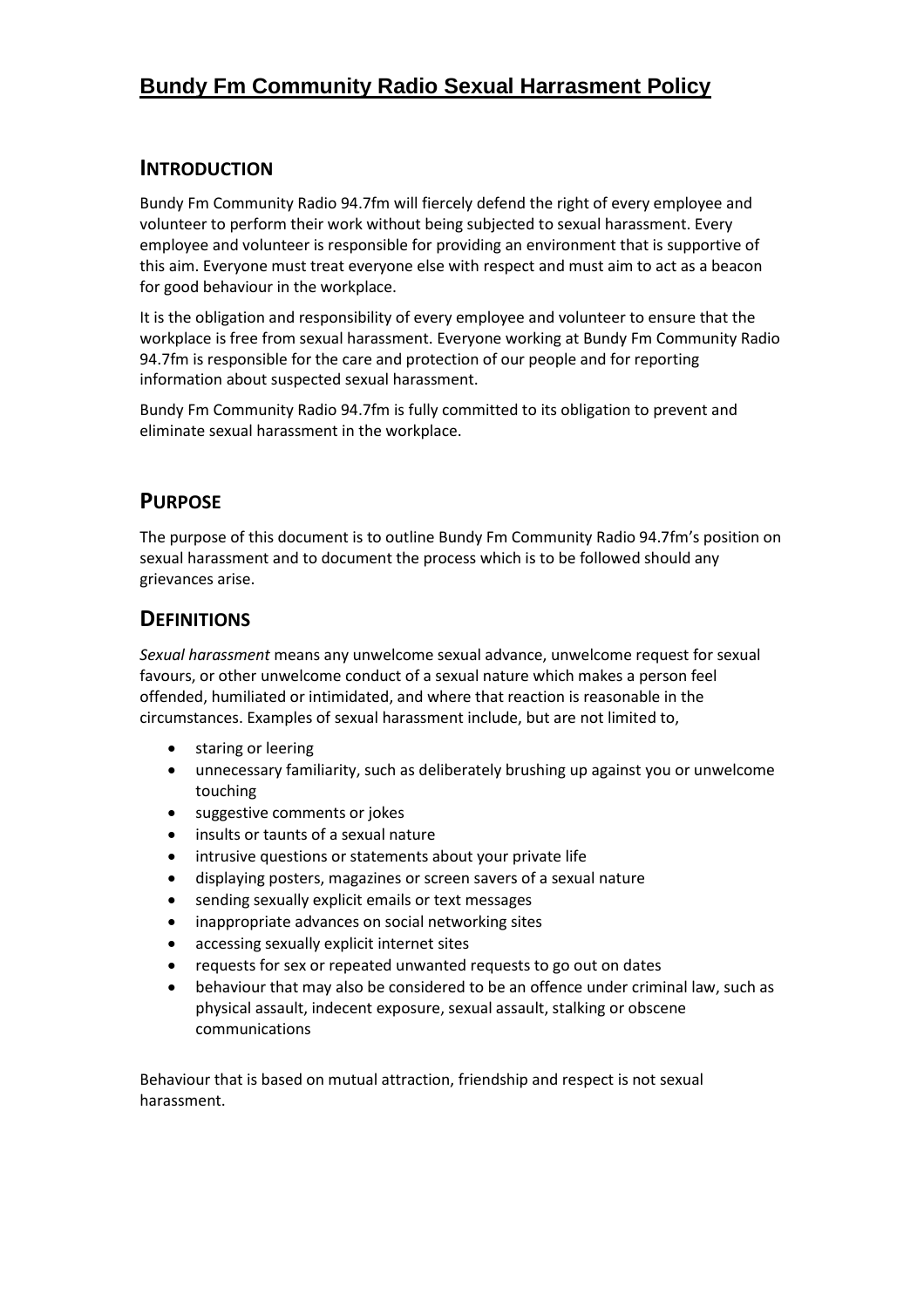# Bundy Fm Community Radio Sexual Harrasment Policy

## Introduction

Bundy Fm Community Radio 94.7fm will fiercely defend the right of every employee and volunteer to perform their work without being subjected to sexual harassment. Every employee and volunteer is responsible for providing an environment that is supportive of this aim. Everyone must treat everyone else with respect and must aim to act as a beacon for good behaviour in the workplace.

It is the obligation and responsibility of every employee and volunteer to ensure that the workplace is free from sexual harassment. Everyone working at Bundy Fm Community Radio 94.7fm is responsible for the care and protection of our people and for reporting information about suspected sexual harassment.

Bundy Fm Community Radio 94.7fm is fully committed to its obligation to prevent and eliminate sexual harassment in the workplace.

## Purpose

The purpose of this document is to outline Bundy Fm Community Radio 94.7fm's position on sexual harassment and to document the process which is to be followed should any grievances arise.

## Definitions

*Sexual harassment* means any unwelcome sexual advance, unwelcome request for sexual favours, or other unwelcome conduct of a sexual nature which makes a person feel offended, humiliated or intimidated, and where that reaction is reasonable in the circumstances. Examples of sexual harassment include, but are not limited to,

- staring or leering
- unnecessary familiarity, such as deliberately brushing up against you or unwelcome touching
- suggestive comments or jokes
- insults or taunts of a sexual nature
- intrusive questions or statements about your private life
- displaying posters, magazines or screen savers of a sexual nature
- sending sexually explicit emails or text messages
- inappropriate advances on social networking sites
- accessing sexually explicit internet sites
- requests for sex or repeated unwanted requests to go out on dates
- behaviour that may also be considered to be an offence under criminal law, such as physical assault, indecent exposure, sexual assault, stalking or obscene communications

Behaviour that is based on mutual attraction, friendship and respect is not sexual harassment.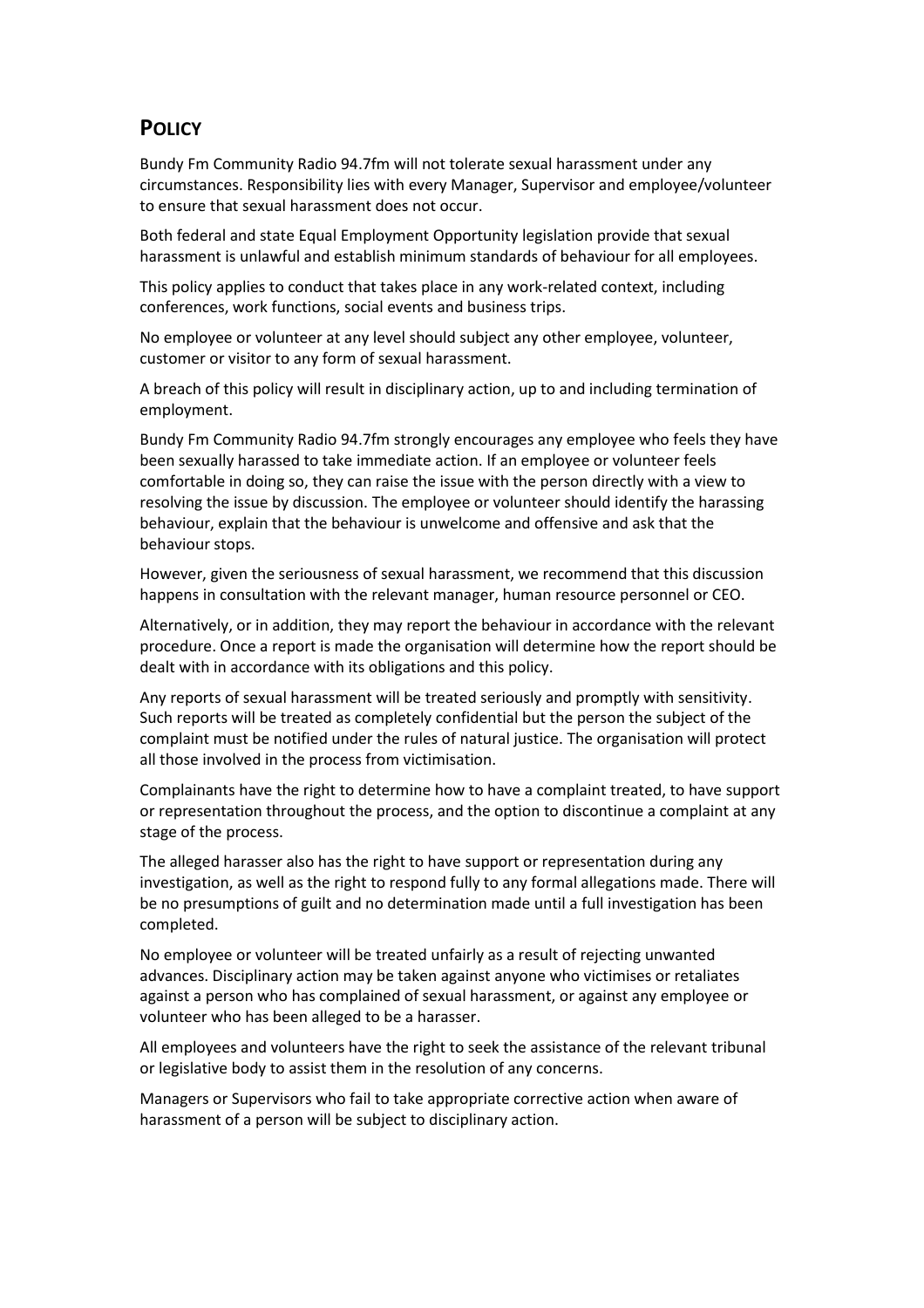## POLICY

Bundy Fm Community Radio 94.7fm will not tolerate sexual harassment under any circumstances. Responsibility lies with every Manager, Supervisor and employee/volunteer to ensure that sexual harassment does not occur.

Both federal and state Equal Employment Opportunity legislation provide that sexual harassment is unlawful and establish minimum standards of behaviour for all employees.

This policy applies to conduct that takes place in any work-related context, including conferences, work functions, social events and business trips.

No employee or volunteer at any level should subject any other employee, volunteer, customer or visitor to any form of sexual harassment.

A breach of this policy will result in disciplinary action, up to and including termination of employment.

Bundy Fm Community Radio 94.7fm strongly encourages any employee who feels they have been sexually harassed to take immediate action. If an employee or volunteer feels comfortable in doing so, they can raise the issue with the person directly with a view to resolving the issue by discussion. The employee or volunteer should identify the harassing behaviour, explain that the behaviour is unwelcome and offensive and ask that the behaviour stops.

However, given the seriousness of sexual harassment, we recommend that this discussion happens in consultation with the relevant manager, human resource personnel or CEO.

Alternatively, or in addition, they may report the behaviour in accordance with the relevant procedure. Once a report is made the organisation will determine how the report should be dealt with in accordance with its obligations and this policy.

Any reports of sexual harassment will be treated seriously and promptly with sensitivity. Such reports will be treated as completely confidential but the person the subject of the complaint must be notified under the rules of natural justice. The organisation will protect all those involved in the process from victimisation.

Complainants have the right to determine how to have a complaint treated, to have support or representation throughout the process, and the option to discontinue a complaint at any stage of the process.

The alleged harasser also has the right to have support or representation during any investigation, as well as the right to respond fully to any formal allegations made. There will be no presumptions of guilt and no determination made until a full investigation has been completed.

No employee or volunteer will be treated unfairly as a result of rejecting unwanted advances. Disciplinary action may be taken against anyone who victimises or retaliates against a person who has complained of sexual harassment, or against any employee or volunteer who has been alleged to be a harasser.

All employees and volunteers have the right to seek the assistance of the relevant tribunal or legislative body to assist them in the resolution of any concerns.

Managers or Supervisors who fail to take appropriate corrective action when aware of harassment of a person will be subject to disciplinary action.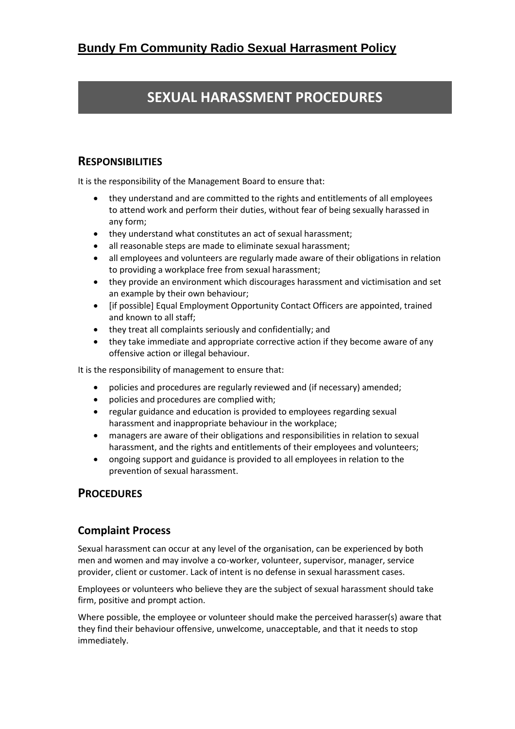## Bundy Fm Community Radio Sexual Harrasment Policy

# SEXUAL HARASSMENT PROCEDURES

## RESPONSIBILITIES

It is the responsibility of the Management Board to ensure that:

- they understand and are committed to the rights and entitlements of all employees to attend work and perform their duties, without fear of being sexually harassed in any form;
- they understand what constitutes an act of sexual harassment;
- all reasonable steps are made to eliminate sexual harassment;
- all employees and volunteers are regularly made aware of their obligations in relation to providing a workplace free from sexual harassment;
- they provide an environment which discourages harassment and victimisation and set an example by their own behaviour;
- [if possible] Equal Employment Opportunity Contact Officers are appointed, trained and known to all staff;
- they treat all complaints seriously and confidentially; and
- they take immediate and appropriate corrective action if they become aware of any offensive action or illegal behaviour.

It is the responsibility of management to ensure that:

- policies and procedures are regularly reviewed and (if necessary) amended;
- policies and procedures are complied with;
- regular guidance and education is provided to employees regarding sexual harassment and inappropriate behaviour in the workplace;
- managers are aware of their obligations and responsibilities in relation to sexual harassment, and the rights and entitlements of their employees and volunteers;
- ongoing support and guidance is provided to all employees in relation to the prevention of sexual harassment.

## PROCEDURES

### Complaint Process

Sexual harassment can occur at any level of the organisation, can be experienced by both men and women and may involve a co-worker, volunteer, supervisor, manager, service provider, client or customer. Lack of intent is no defense in sexual harassment cases.

Employees or volunteers who believe they are the subject of sexual harassment should take firm, positive and prompt action.

Where possible, the employee or volunteer should make the perceived harasser(s) aware that they find their behaviour offensive, unwelcome, unacceptable, and that it needs to stop immediately.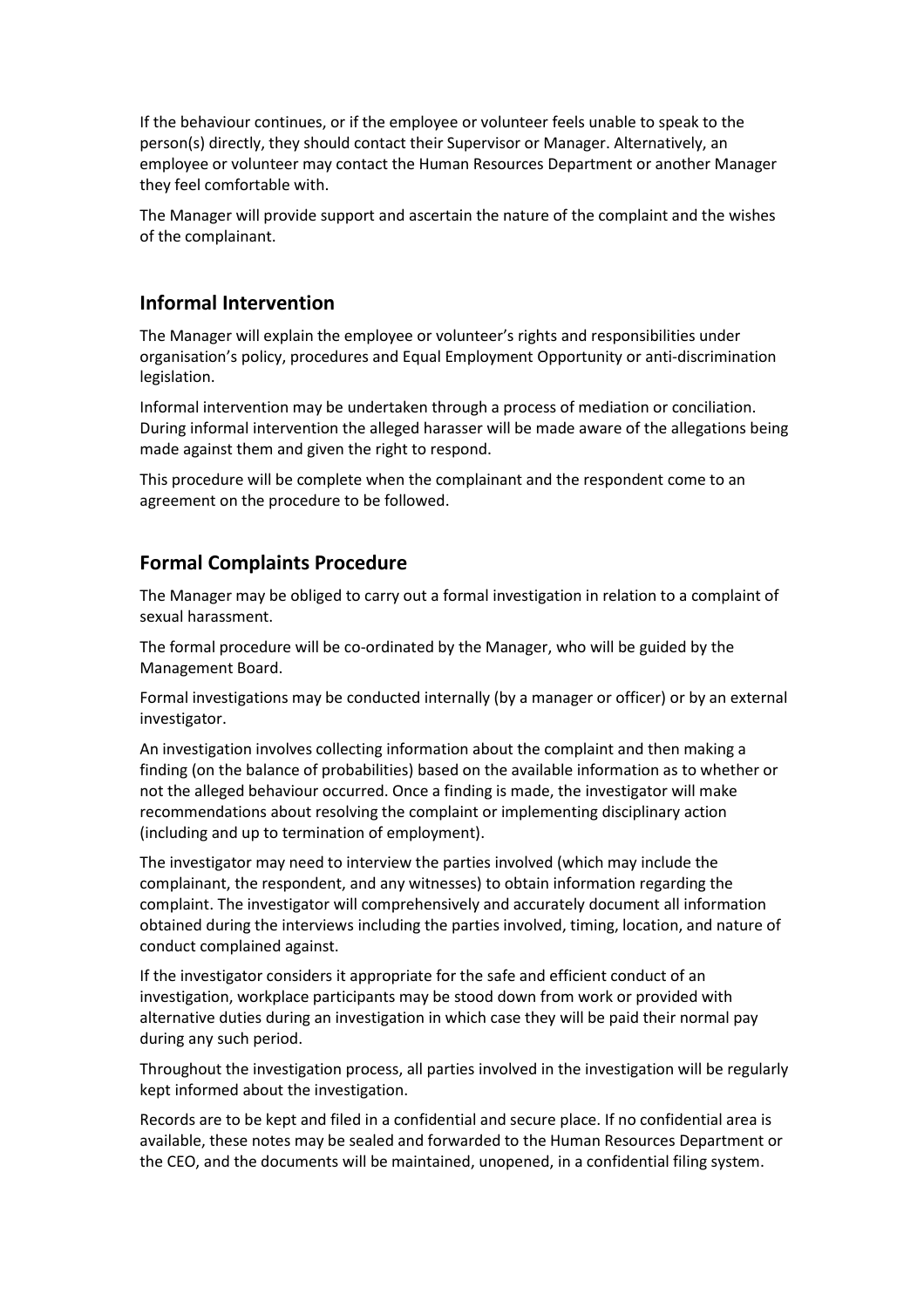If the behaviour continues, or if the employee or volunteer feels unable to speak to the person(s) directly, they should contact their Supervisor or Manager. Alternatively, an employee or volunteer may contact the Human Resources Department or another Manager they feel comfortable with.

The Manager will provide support and ascertain the nature of the complaint and the wishes of the complainant.

## Informal Intervention

The Manager will explain the employee or volunteer's rights and responsibilities under organisation's policy, procedures and Equal Employment Opportunity or anti-discrimination legislation.

Informal intervention may be undertaken through a process of mediation or conciliation. During informal intervention the alleged harasser will be made aware of the allegations being made against them and given the right to respond.

This procedure will be complete when the complainant and the respondent come to an agreement on the procedure to be followed.

## Formal Complaints Procedure

The Manager may be obliged to carry out a formal investigation in relation to a complaint of sexual harassment.

The formal procedure will be co-ordinated by the Manager, who will be guided by the Management Board.

Formal investigations may be conducted internally (by a manager or officer) or by an external investigator.

An investigation involves collecting information about the complaint and then making a finding (on the balance of probabilities) based on the available information as to whether or not the alleged behaviour occurred. Once a finding is made, the investigator will make recommendations about resolving the complaint or implementing disciplinary action (including and up to termination of employment).

The investigator may need to interview the parties involved (which may include the complainant, the respondent, and any witnesses) to obtain information regarding the complaint. The investigator will comprehensively and accurately document all information obtained during the interviews including the parties involved, timing, location, and nature of conduct complained against.

If the investigator considers it appropriate for the safe and efficient conduct of an investigation, workplace participants may be stood down from work or provided with alternative duties during an investigation in which case they will be paid their normal pay during any such period.

Throughout the investigation process, all parties involved in the investigation will be regularly kept informed about the investigation.

Records are to be kept and filed in a confidential and secure place. If no confidential area is available, these notes may be sealed and forwarded to the Human Resources Department or the CEO, and the documents will be maintained, unopened, in a confidential filing system.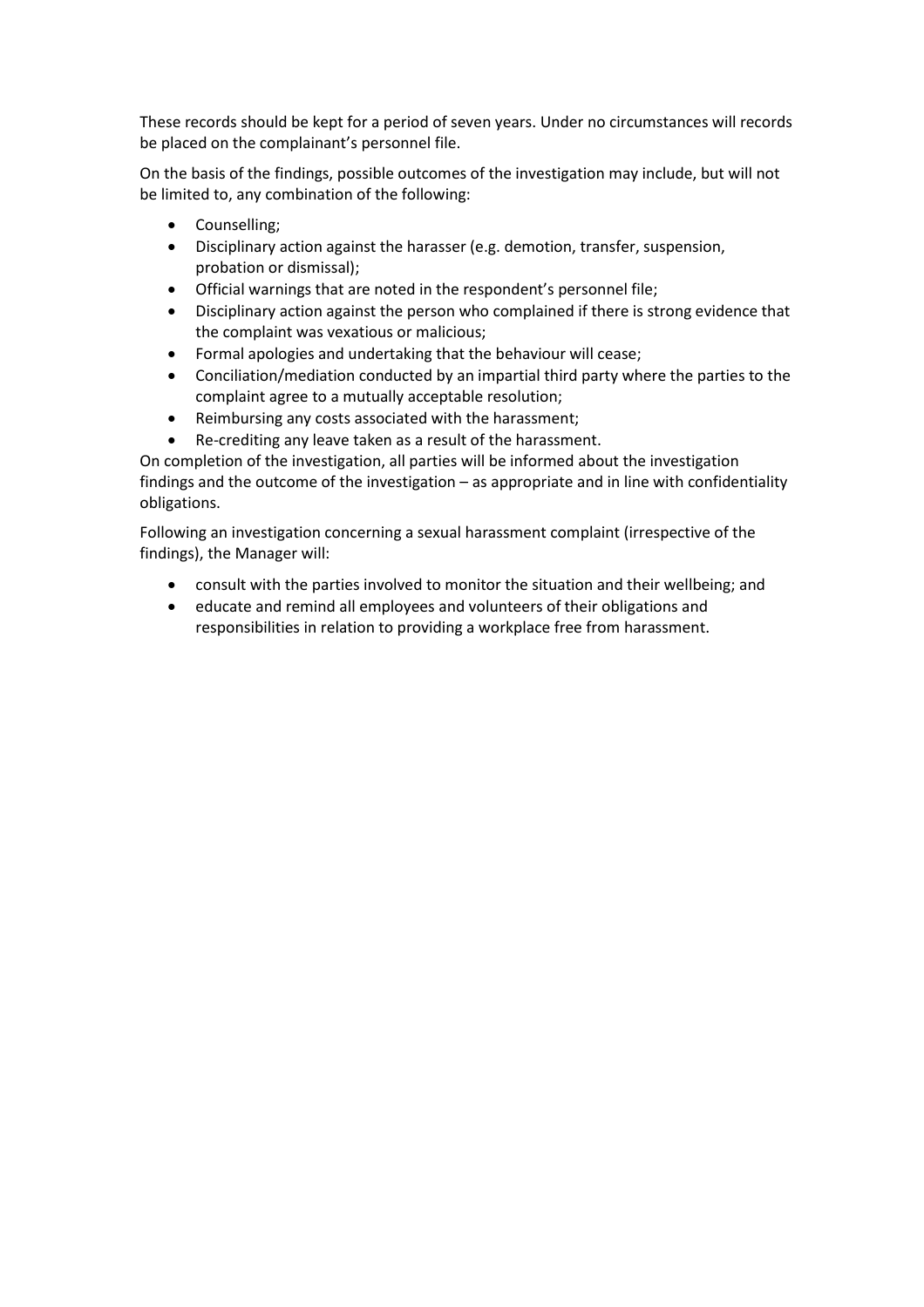These records should be kept for a period of seven years. Under no circumstances will records be placed on the complainant's personnel file.

On the basis of the findings, possible outcomes of the investigation may include, but will not be limited to, any combination of the following:

- Counselling;
- Disciplinary action against the harasser (e.g. demotion, transfer, suspension, probation or dismissal);
- Official warnings that are noted in the respondent's personnel file;
- Disciplinary action against the person who complained if there is strong evidence that the complaint was vexatious or malicious;
- Formal apologies and undertaking that the behaviour will cease;
- Conciliation/mediation conducted by an impartial third party where the parties to the complaint agree to a mutually acceptable resolution;
- Reimbursing any costs associated with the harassment;
- Re-crediting any leave taken as a result of the harassment.

On completion of the investigation, all parties will be informed about the investigation findings and the outcome of the investigation – as appropriate and in line with confidentiality obligations.

Following an investigation concerning a sexual harassment complaint (irrespective of the findings), the Manager will:

- consult with the parties involved to monitor the situation and their wellbeing; and
- educate and remind all employees and volunteers of their obligations and responsibilities in relation to providing a workplace free from harassment.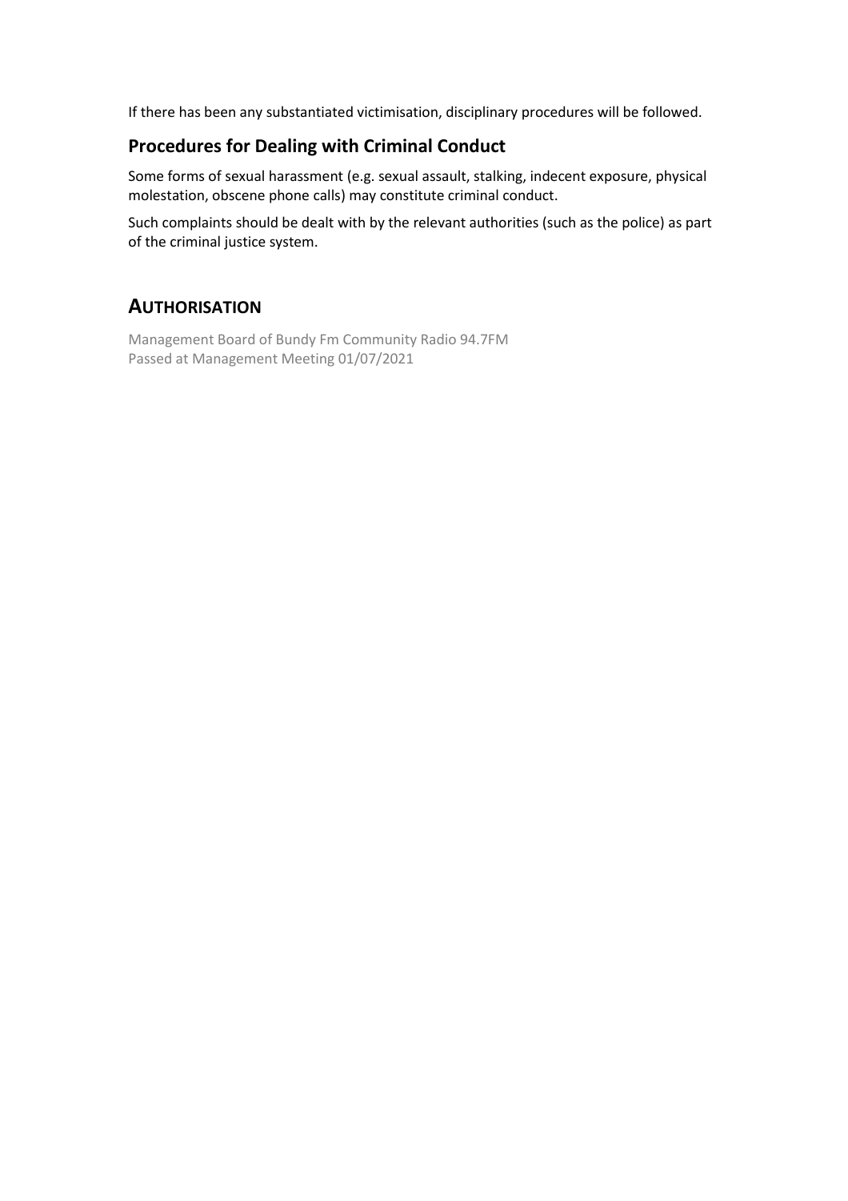If there has been any substantiated victimisation, disciplinary procedures will be followed.

### Procedures for Dealing with Criminal Conduct

Some forms of sexual harassment (e.g. sexual assault, stalking, indecent exposure, physical molestation, obscene phone calls) may constitute criminal conduct.

Such complaints should be dealt with by the relevant authorities (such as the police) as part of the criminal justice system.

## AUTHORISATION

Management Board of Bundy Fm Community Radio 94.7FM
Passed at Management Meeting 01/07/2021